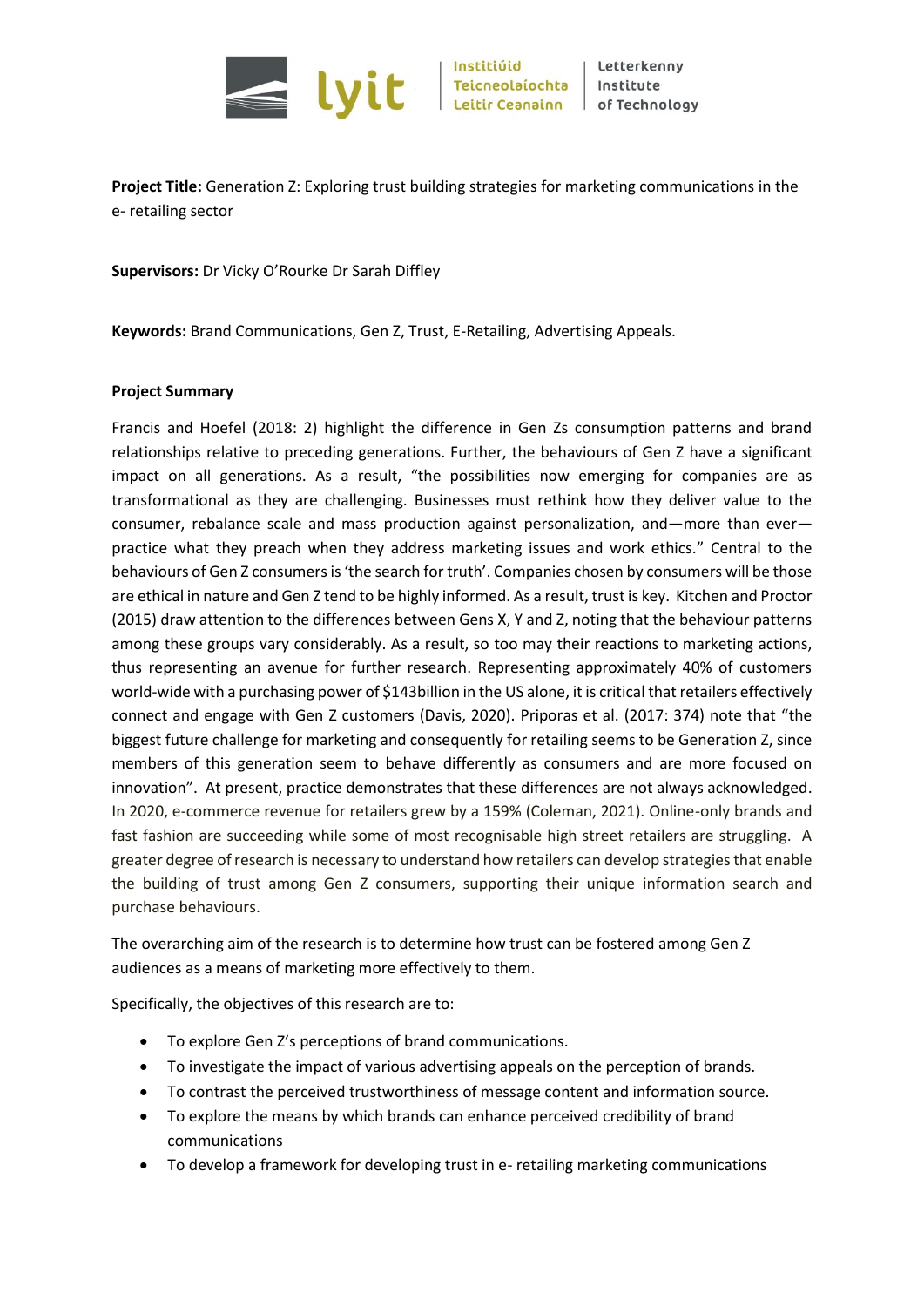**Project Title:** Generation Z: Exploring trust building strategies for marketing communications in the e- retailing sector

**Supervisors:** Dr Vicky O'Rourke Dr Sarah Diffley

**Keywords:** Brand Communications, Gen Z, Trust, E-Retailing, Advertising Appeals.

**Project Summary**

Francis and Hoefel (2018: 2) highlight the difference in Gen Zs consumption patterns and brand relationships relative to preceding generations. Further, the behaviours of Gen Z have a significant impact on all generations. As a result, "the possibilities now emerging for companies are as transformational as they are challenging. Businesses must rethink how they deliver value to the consumer, rebalance scale and mass production against personalization, and—more than ever—practice what they preach when they address marketing issues and work ethics." Central to the behaviours of Gen Z consumers is 'the search for truth'. Companies chosen by consumers will be those are ethical in nature and Gen Z tend to be highly informed. As a result, trust is key. Kitchen and Proctor (2015) draw attention to the differences between Gens X, Y and Z, noting that the behaviour patterns among these groups vary considerably. As a result, so too may their reactions to marketing actions, thus representing an avenue for further research. Representing approximately 40% of customers world-wide with a purchasing power of $143billion in the US alone, it is critical that retailers effectively connect and engage with Gen Z customers (Davis, 2020). Priporas et al. (2017: 374) note that "the biggest future challenge for marketing and consequently for retailing seems to be Generation Z, since members of this generation seem to behave differently as consumers and are more focused on innovation". At present, practice demonstrates that these differences are not always acknowledged. In 2020, e-commerce revenue for retailers grew by a 159% (Coleman, 2021). Online-only brands and fast fashion are succeeding while some of most recognisable high street retailers are struggling. A greater degree of research is necessary to understand how retailers can develop strategies that enable the building of trust among Gen Z consumers, supporting their unique information search and purchase behaviours.

The overarching aim of the research is to determine how trust can be fostered among Gen Z audiences as a means of marketing more effectively to them.

Specifically, the objectives of this research are to:

- To explore Gen Z's perceptions of brand communications.
- To investigate the impact of various advertising appeals on the perception of brands.
- To contrast the perceived trustworthiness of message content and information source.
- To explore the means by which brands can enhance perceived credibility of brand communications
- To develop a framework for developing trust in e- retailing marketing communications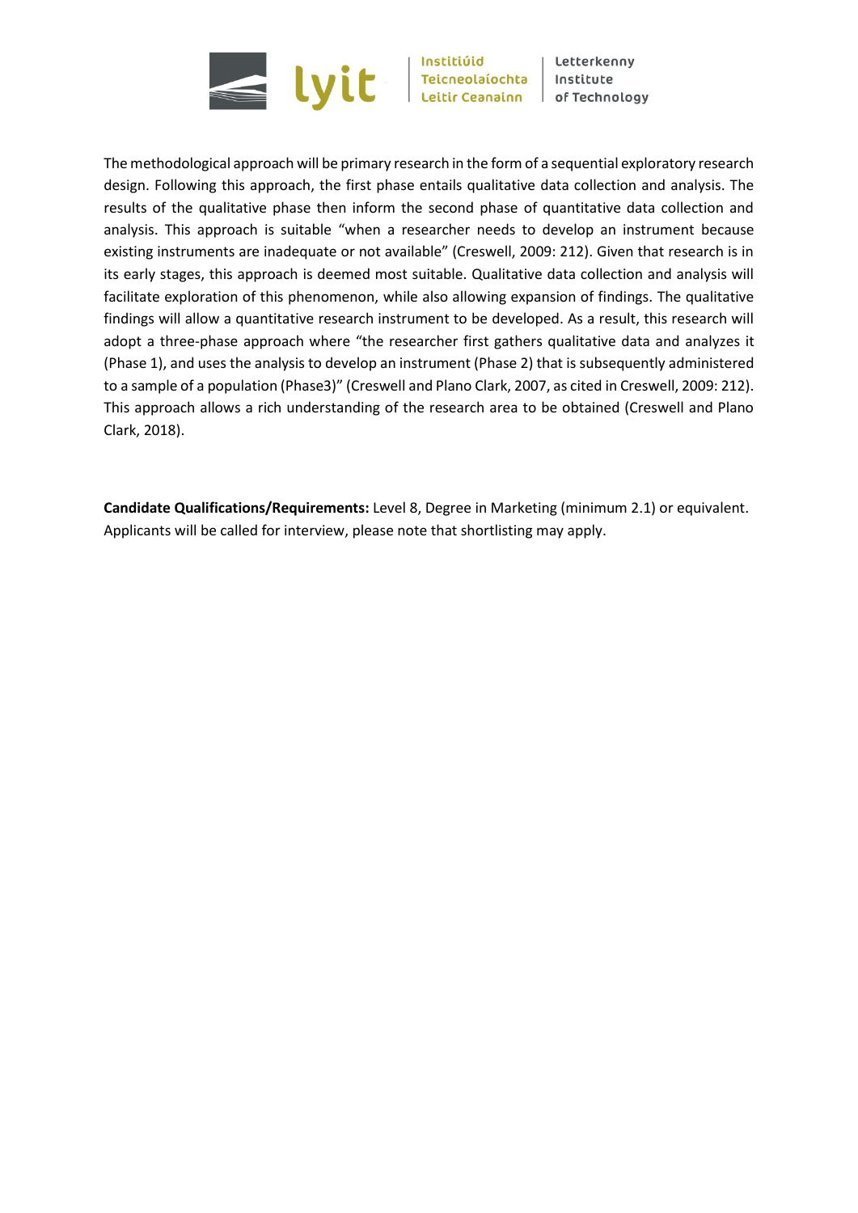The methodological approach will be primary research in the form of a sequential exploratory research design. Following this approach, the first phase entails qualitative data collection and analysis. The results of the qualitative phase then inform the second phase of quantitative data collection and analysis. This approach is suitable "when a researcher needs to develop an instrument because existing instruments are inadequate or not available" (Creswell, 2009: 212). Given that research is in its early stages, this approach is deemed most suitable. Qualitative data collection and analysis will facilitate exploration of this phenomenon, while also allowing expansion of findings. The qualitative findings will allow a quantitative research instrument to be developed. As a result, this research will adopt a three-phase approach where "the researcher first gathers qualitative data and analyzes it (Phase 1), and uses the analysis to develop an instrument (Phase 2) that is subsequently administered to a sample of a population (Phase3)" (Creswell and Plano Clark, 2007, as cited in Creswell, 2009: 212). This approach allows a rich understanding of the research area to be obtained (Creswell and Plano Clark, 2018).

**Candidate Qualifications/Requirements:** Level 8, Degree in Marketing (minimum 2.1) or equivalent. Applicants will be called for interview, please note that shortlisting may apply.